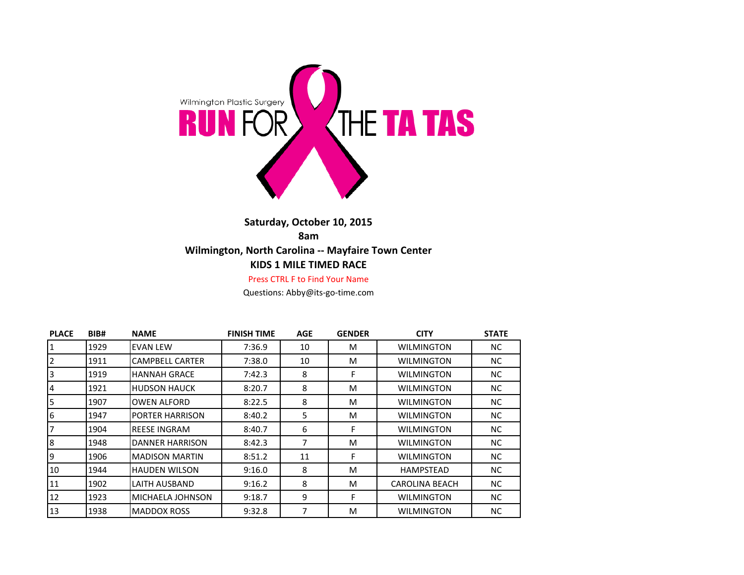Wilmington Plastic Surgery

# RUN FOR THE TA TAS

**Saturday, October 10, 2015**

**8am**

**Wilmington, North Carolina -- Mayfaire Town Center**

**KIDS 1 MILE TIMED RACE**

Press CTRL F to Find Your Name

Questions: Abby@its-go-time.com

| PLACE | BIB# | NAME | FINISH TIME | AGE | GENDER | CITY | STATE |
|---|---|---|---|---|---|---|---|
| 1 | 1929 | EVAN LEW | 7:36.9 | 10 | M | WILMINGTON | NC |
| 2 | 1911 | CAMPBELL CARTER | 7:38.0 | 10 | M | WILMINGTON | NC |
| 3 | 1919 | HANNAH GRACE | 7:42.3 | 8 | F | WILMINGTON | NC |
| 4 | 1921 | HUDSON HAUCK | 8:20.7 | 8 | M | WILMINGTON | NC |
| 5 | 1907 | OWEN ALFORD | 8:22.5 | 8 | M | WILMINGTON | NC |
| 6 | 1947 | PORTER HARRISON | 8:40.2 | 5 | M | WILMINGTON | NC |
| 7 | 1904 | REESE INGRAM | 8:40.7 | 6 | F | WILMINGTON | NC |
| 8 | 1948 | DANNER HARRISON | 8:42.3 | 7 | M | WILMINGTON | NC |
| 9 | 1906 | MADISON MARTIN | 8:51.2 | 11 | F | WILMINGTON | NC |
| 10 | 1944 | HAUDEN WILSON | 9:16.0 | 8 | M | HAMPSTEAD | NC |
| 11 | 1902 | LAITH AUSBAND | 9:16.2 | 8 | M | CAROLINA BEACH | NC |
| 12 | 1923 | MICHAELA JOHNSON | 9:18.7 | 9 | F | WILMINGTON | NC |
| 13 | 1938 | MADDOX ROSS | 9:32.8 | 7 | M | WILMINGTON | NC |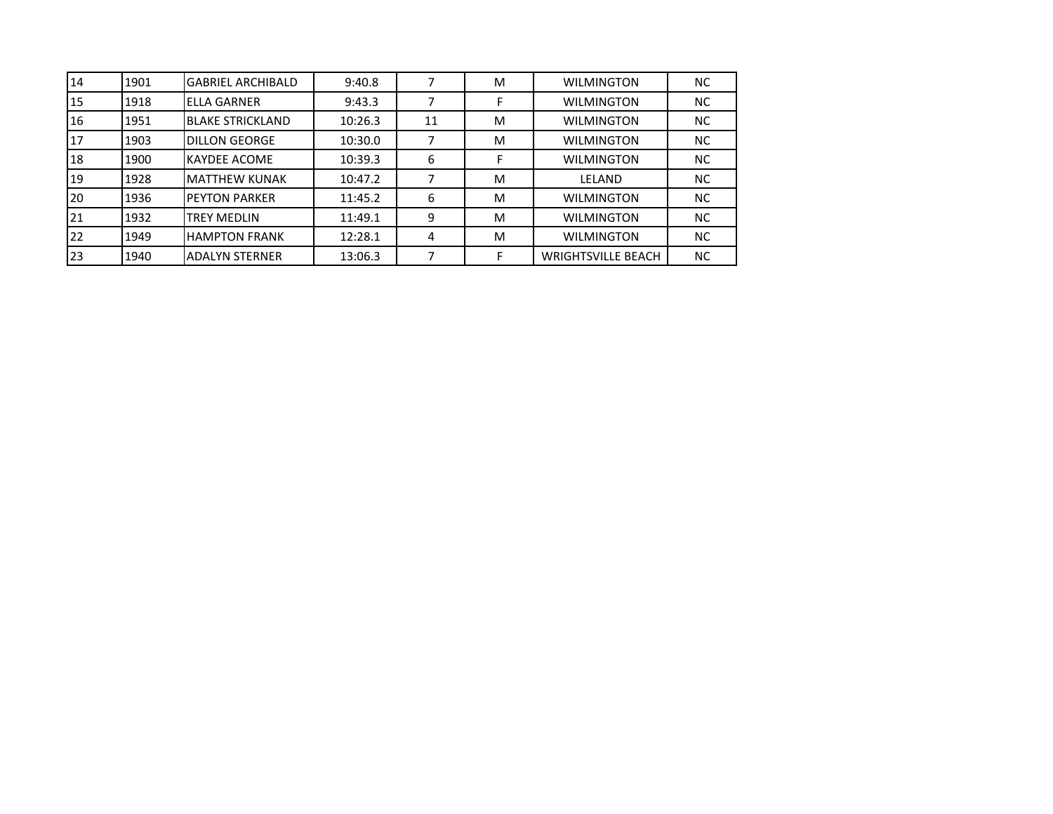| | | | | | | | |
|---|---|---|---|---|---|---|---|
| 14 | 1901 | GABRIEL ARCHIBALD | 9:40.8 | 7 | M | WILMINGTON | NC |
| 15 | 1918 | ELLA GARNER | 9:43.3 | 7 | F | WILMINGTON | NC |
| 16 | 1951 | BLAKE STRICKLAND | 10:26.3 | 11 | M | WILMINGTON | NC |
| 17 | 1903 | DILLON GEORGE | 10:30.0 | 7 | M | WILMINGTON | NC |
| 18 | 1900 | KAYDEE ACOME | 10:39.3 | 6 | F | WILMINGTON | NC |
| 19 | 1928 | MATTHEW KUNAK | 10:47.2 | 7 | M | LELAND | NC |
| 20 | 1936 | PEYTON PARKER | 11:45.2 | 6 | M | WILMINGTON | NC |
| 21 | 1932 | TREY MEDLIN | 11:49.1 | 9 | M | WILMINGTON | NC |
| 22 | 1949 | HAMPTON FRANK | 12:28.1 | 4 | M | WILMINGTON | NC |
| 23 | 1940 | ADALYN STERNER | 13:06.3 | 7 | F | WRIGHTSVILLE BEACH | NC |